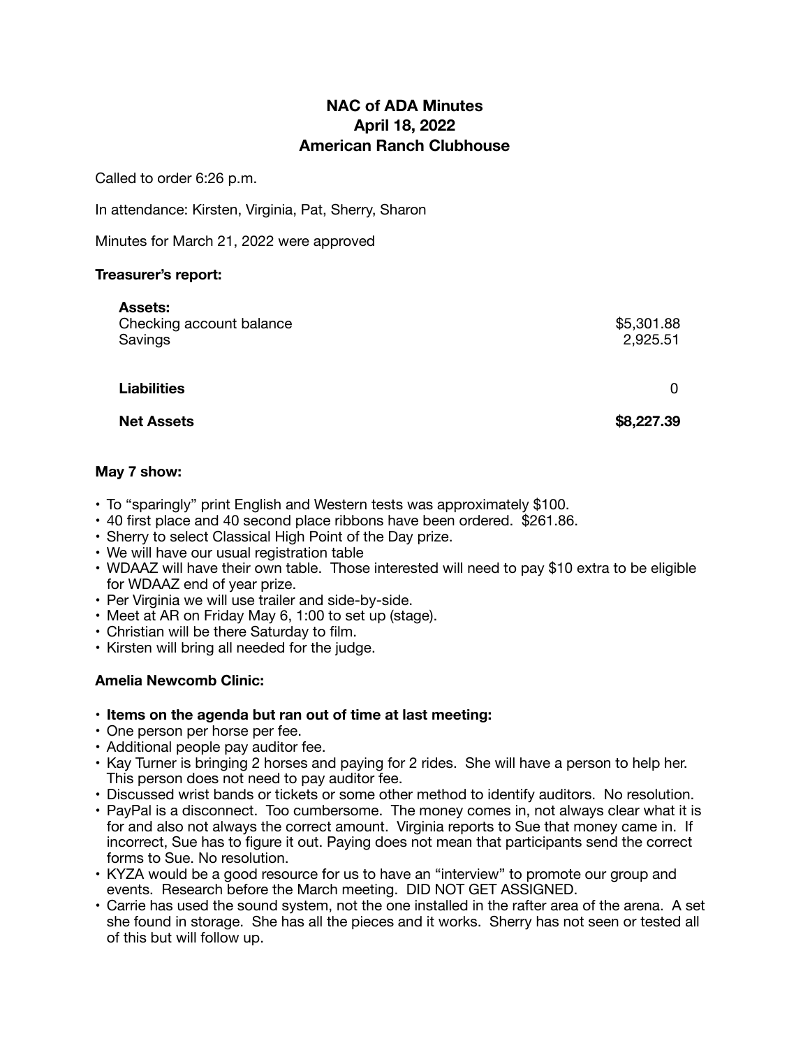# NAC of ADA Minutes
## April 18, 2022
## American Ranch Clubhouse

Called to order 6:26 p.m.

In attendance: Kirsten, Virginia, Pat, Sherry, Sharon

Minutes for March 21, 2022 were approved

**Treasurer's report:**

| | |
|---|---|
| **Assets:** | |
| Checking account balance | $5,301.88 |
| Savings | 2,925.51 |
| **Liabilities** | 0 |
| **Net Assets** | **$8,227.39** |

**May 7 show:**

- To "sparingly" print English and Western tests was approximately $100.
- 40 first place and 40 second place ribbons have been ordered. $261.86.
- Sherry to select Classical High Point of the Day prize.
- We will have our usual registration table
- WDAAZ will have their own table. Those interested will need to pay $10 extra to be eligible for WDAAZ end of year prize.
- Per Virginia we will use trailer and side-by-side.
- Meet at AR on Friday May 6, 1:00 to set up (stage).
- Christian will be there Saturday to film.
- Kirsten will bring all needed for the judge.

**Amelia Newcomb Clinic:**

- **Items on the agenda but ran out of time at last meeting:**
- One person per horse per fee.
- Additional people pay auditor fee.
- Kay Turner is bringing 2 horses and paying for 2 rides. She will have a person to help her. This person does not need to pay auditor fee.
- Discussed wrist bands or tickets or some other method to identify auditors. No resolution.
- PayPal is a disconnect. Too cumbersome. The money comes in, not always clear what it is for and also not always the correct amount. Virginia reports to Sue that money came in. If incorrect, Sue has to figure it out. Paying does not mean that participants send the correct forms to Sue. No resolution.
- KYZA would be a good resource for us to have an "interview" to promote our group and events. Research before the March meeting. DID NOT GET ASSIGNED.
- Carrie has used the sound system, not the one installed in the rafter area of the arena. A set she found in storage. She has all the pieces and it works. Sherry has not seen or tested all of this but will follow up.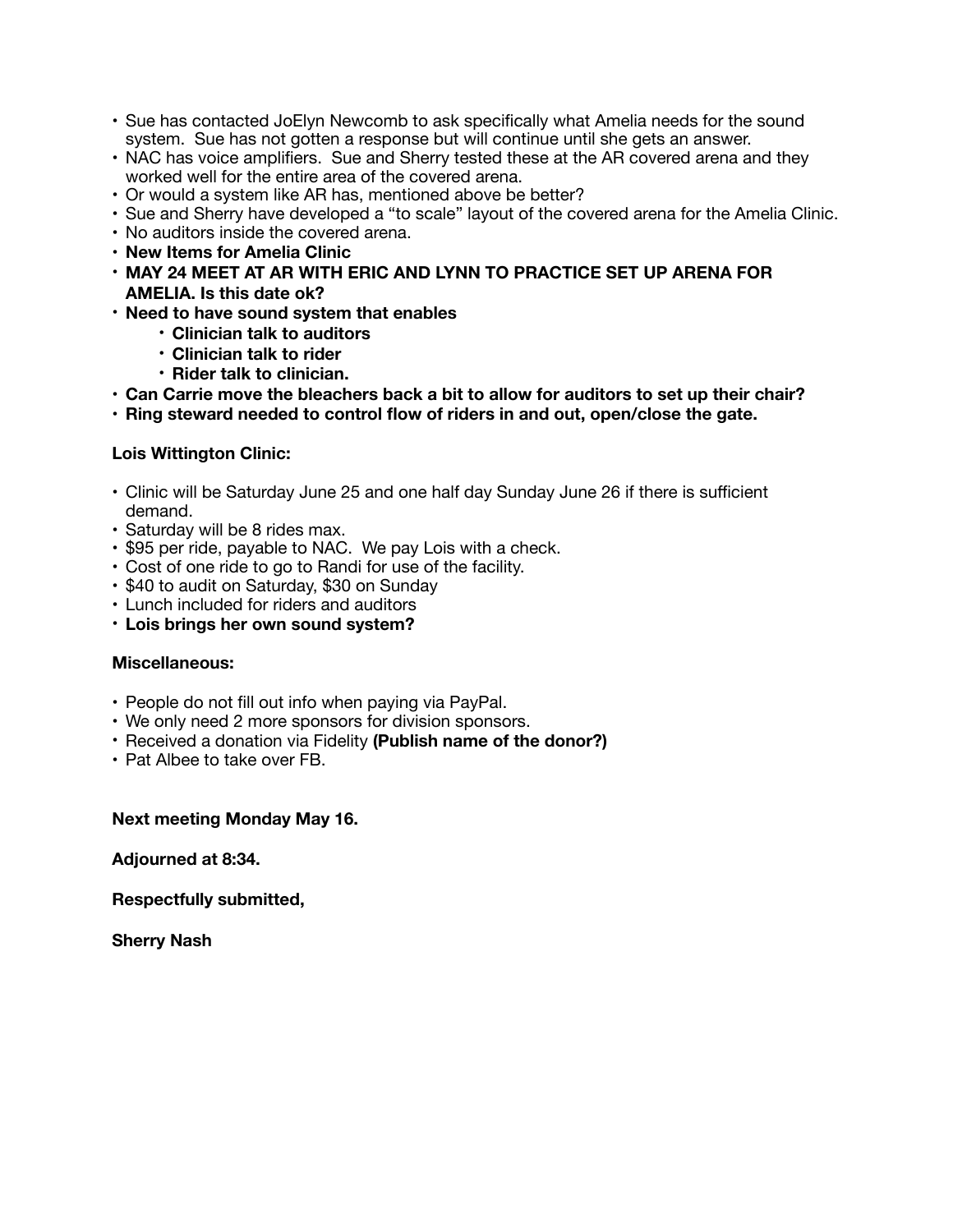- Sue has contacted JoElyn Newcomb to ask specifically what Amelia needs for the sound system. Sue has not gotten a response but will continue until she gets an answer.
- NAC has voice amplifiers. Sue and Sherry tested these at the AR covered arena and they worked well for the entire area of the covered arena.
- Or would a system like AR has, mentioned above be better?
- Sue and Sherry have developed a "to scale" layout of the covered arena for the Amelia Clinic.
- No auditors inside the covered arena.
- **New Items for Amelia Clinic**
- **MAY 24 MEET AT AR WITH ERIC AND LYNN TO PRACTICE SET UP ARENA FOR AMELIA. Is this date ok?**
- **Need to have sound system that enables**
    - **Clinician talk to auditors**
    - **Clinician talk to rider**
    - **Rider talk to clinician.**
- **Can Carrie move the bleachers back a bit to allow for auditors to set up their chair?**
- **Ring steward needed to control flow of riders in and out, open/close the gate.**

**Lois Wittington Clinic:**

- Clinic will be Saturday June 25 and one half day Sunday June 26 if there is sufficient demand.
- Saturday will be 8 rides max.
- $95 per ride, payable to NAC. We pay Lois with a check.
- Cost of one ride to go to Randi for use of the facility.
- $40 to audit on Saturday, $30 on Sunday
- Lunch included for riders and auditors
- **Lois brings her own sound system?**

**Miscellaneous:**

- People do not fill out info when paying via PayPal.
- We only need 2 more sponsors for division sponsors.
- Received a donation via Fidelity **(Publish name of the donor?)**
- Pat Albee to take over FB.

**Next meeting Monday May 16.**

**Adjourned at 8:34.**

**Respectfully submitted,**

**Sherry Nash**